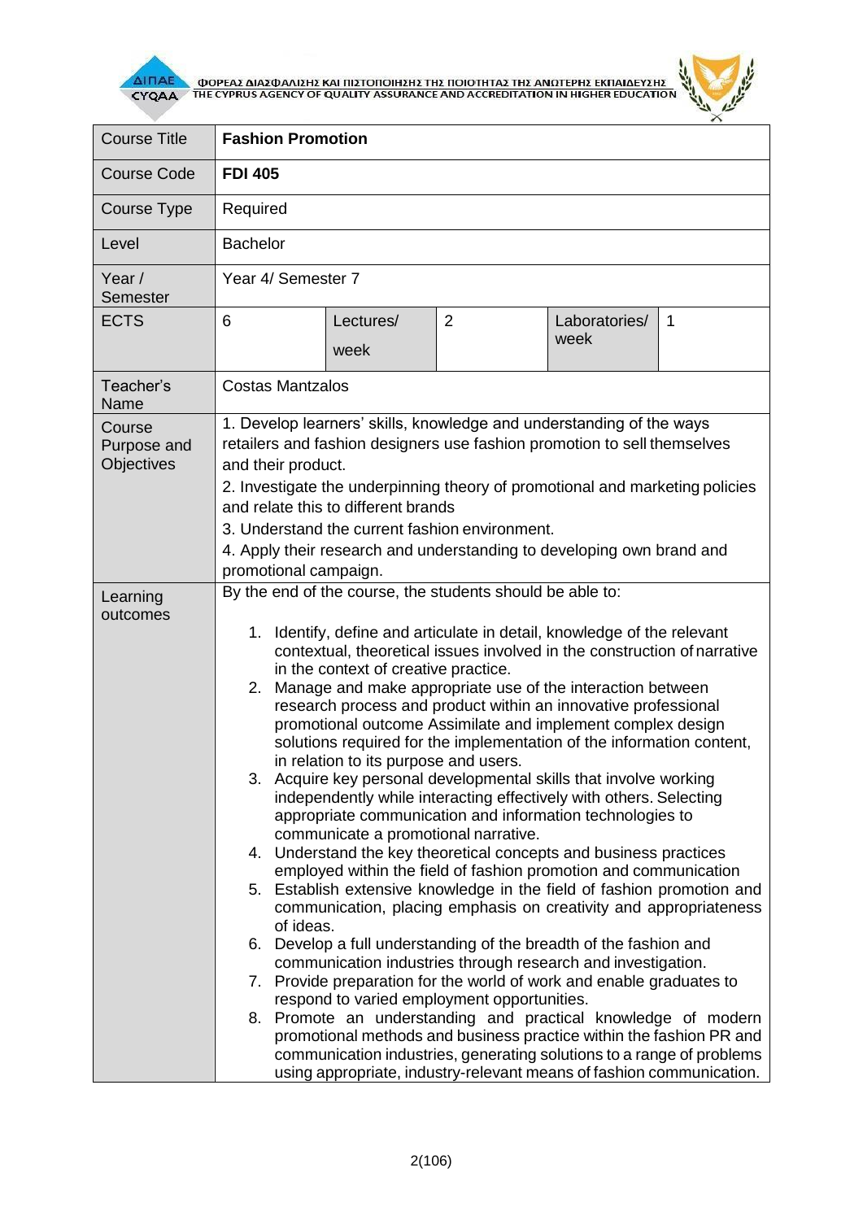| Course Title | **Fashion Promotion** | | | | |
|---|---|---|---|---|---|
| Course Code | **FDI 405** | | | | |
| Course Type | Required | | | | |
| Level | Bachelor | | | | |
| Year / Semester | Year 4/ Semester 7 | | | | |
| ECTS | 6 | Lectures/ week | 2 | Laboratories/ week | 1 |
| Teacher's Name | Costas Mantzalos | | | | |
| Course Purpose and Objectives | 1. Develop learners' skills, knowledge and understanding of the ways retailers and fashion designers use fashion promotion to sell themselves and their product.<br>2. Investigate the underpinning theory of promotional and marketing policies and relate this to different brands<br>3. Understand the current fashion environment.<br>4. Apply their research and understanding to developing own brand and promotional campaign. | | | | |
| Learning outcomes | By the end of the course, the students should be able to:<br>1. Identify, define and articulate in detail, knowledge of the relevant contextual, theoretical issues involved in the construction of narrative in the context of creative practice.<br>2. Manage and make appropriate use of the interaction between research process and product within an innovative professional promotional outcome Assimilate and implement complex design solutions required for the implementation of the information content, in relation to its purpose and users.<br>3. Acquire key personal developmental skills that involve working independently while interacting effectively with others. Selecting appropriate communication and information technologies to communicate a promotional narrative.<br>4. Understand the key theoretical concepts and business practices employed within the field of fashion promotion and communication<br>5. Establish extensive knowledge in the field of fashion promotion and communication, placing emphasis on creativity and appropriateness of ideas.<br>6. Develop a full understanding of the breadth of the fashion and communication industries through research and investigation.<br>7. Provide preparation for the world of work and enable graduates to respond to varied employment opportunities.<br>8. Promote an understanding and practical knowledge of modern promotional methods and business practice within the fashion PR and communication industries, generating solutions to a range of problems using appropriate, industry-relevant means of fashion communication. | | | | |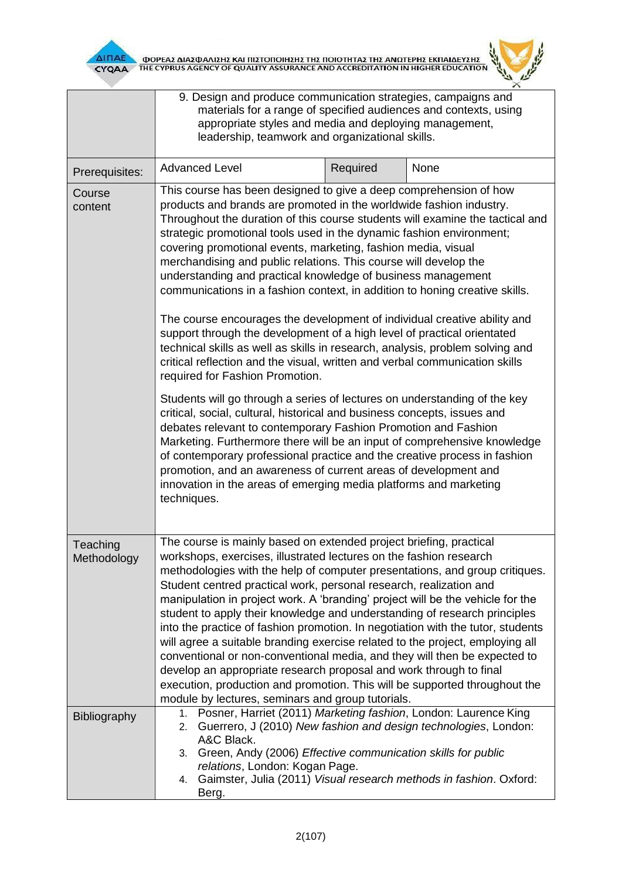| | | | |
|---|---|---|---|
| | 9. Design and produce communication strategies, campaigns and materials for a range of specified audiences and contexts, using appropriate styles and media and deploying management, leadership, teamwork and organizational skills. | | |
| Prerequisites: | Advanced Level | Required | None |
| Course content | This course has been designed to give a deep comprehension of how products and brands are promoted in the worldwide fashion industry. Throughout the duration of this course students will examine the tactical and strategic promotional tools used in the dynamic fashion environment; covering promotional events, marketing, fashion media, visual merchandising and public relations. This course will develop the understanding and practical knowledge of business management communications in a fashion context, in addition to honing creative skills.<br><br>The course encourages the development of individual creative ability and support through the development of a high level of practical orientated technical skills as well as skills in research, analysis, problem solving and critical reflection and the visual, written and verbal communication skills required for Fashion Promotion.<br><br>Students will go through a series of lectures on understanding of the key critical, social, cultural, historical and business concepts, issues and debates relevant to contemporary Fashion Promotion and Fashion Marketing. Furthermore there will be an input of comprehensive knowledge of contemporary professional practice and the creative process in fashion promotion, and an awareness of current areas of development and innovation in the areas of emerging media platforms and marketing techniques. | | |
| Teaching Methodology | The course is mainly based on extended project briefing, practical workshops, exercises, illustrated lectures on the fashion research methodologies with the help of computer presentations, and group critiques. Student centred practical work, personal research, realization and manipulation in project work. A 'branding' project will be the vehicle for the student to apply their knowledge and understanding of research principles into the practice of fashion promotion. In negotiation with the tutor, students will agree a suitable branding exercise related to the project, employing all conventional or non-conventional media, and they will then be expected to develop an appropriate research proposal and work through to final execution, production and promotion. This will be supported throughout the module by lectures, seminars and group tutorials. | | |
| Bibliography | 1. Posner, Harriet (2011) *Marketing fashion*, London: Laurence King<br>2. Guerrero, J (2010) *New fashion and design technologies*, London: A&C Black.<br>3. Green, Andy (2006) *Effective communication skills for public relations*, London: Kogan Page.<br>4. Gaimster, Julia (2011) *Visual research methods in fashion*. Oxford: Berg. | | |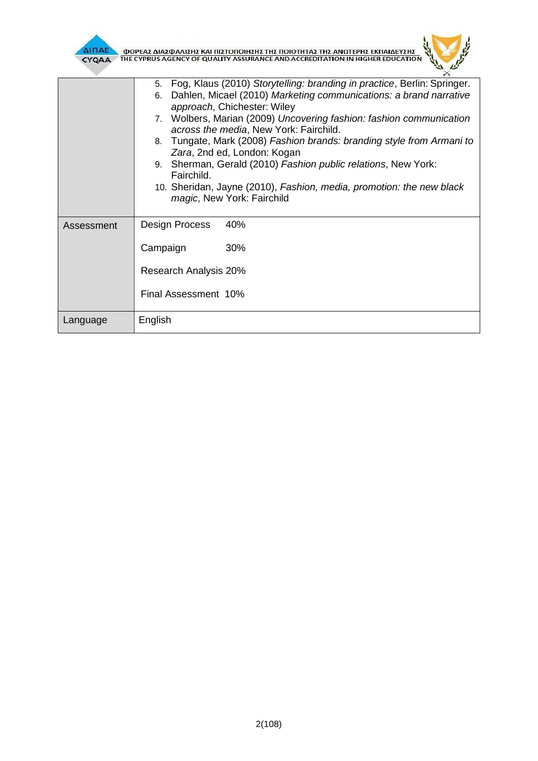| | |
|---|---|
| | 5. Fog, Klaus (2010) *Storytelling: branding in practice*, Berlin: Springer.<br>6. Dahlen, Micael (2010) *Marketing communications: a brand narrative approach*, Chichester: Wiley<br>7. Wolbers, Marian (2009) *Uncovering fashion: fashion communication across the media*, New York: Fairchild.<br>8. Tungate, Mark (2008) *Fashion brands: branding style from Armani to Zara*, 2nd ed, London: Kogan<br>9. Sherman, Gerald (2010) *Fashion public relations*, New York: Fairchild.<br>10. Sheridan, Jayne (2010), *Fashion, media, promotion: the new black magic*, New York: Fairchild |
| Assessment | Design Process 40%<br><br>Campaign 30%<br><br>Research Analysis 20%<br><br>Final Assessment 10% |
| Language | English |